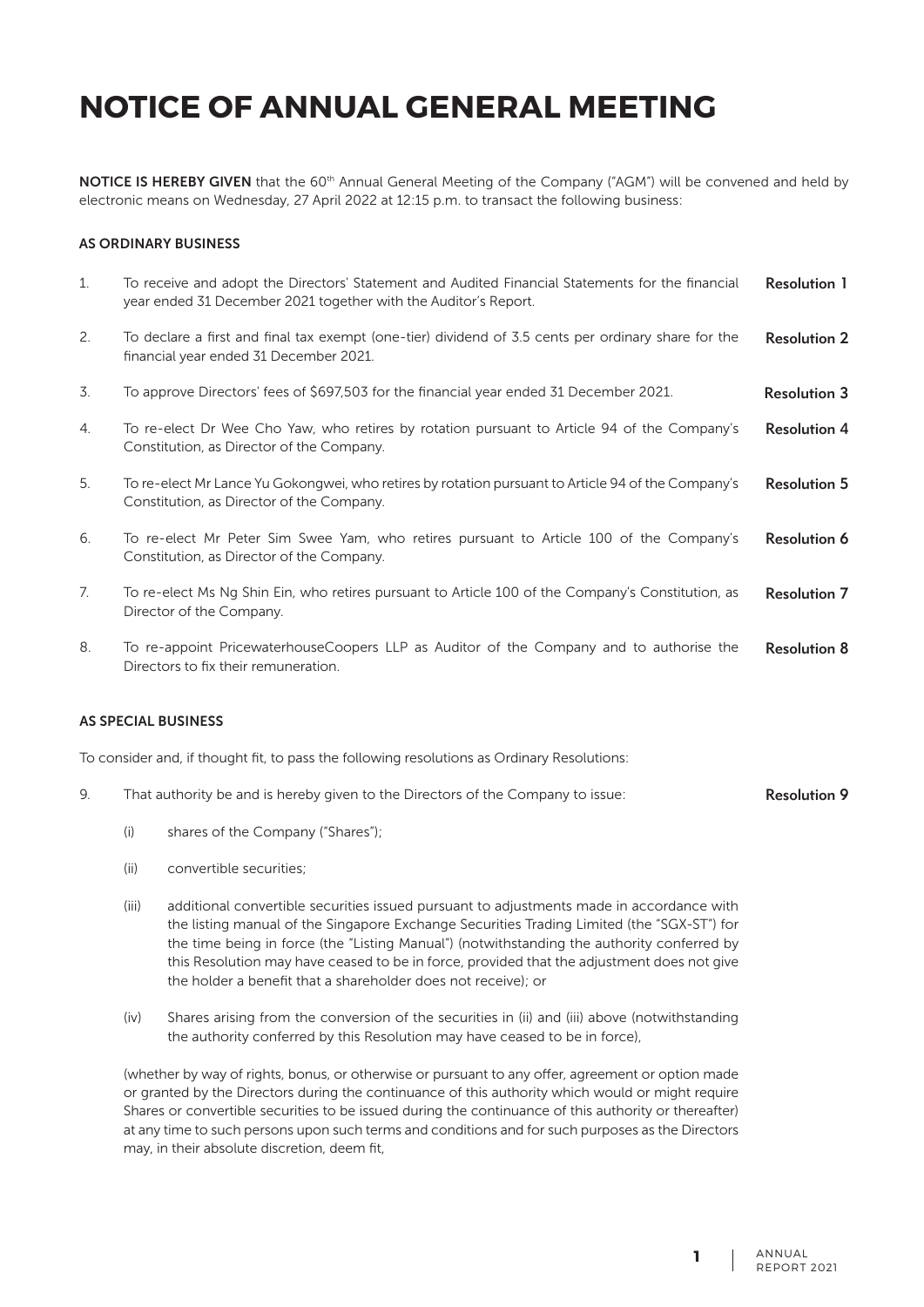# NOTICE OF ANNUAL GENERAL MEETING

**NOTICE IS HEREBY GIVEN** that the 60th Annual General Meeting of the Company ("AGM") will be convened and held by electronic means on Wednesday, 27 April 2022 at 12:15 p.m. to transact the following business:

**AS ORDINARY BUSINESS**

1. To receive and adopt the Directors' Statement and Audited Financial Statements for the financial year ended 31 December 2021 together with the Auditor's Report. **Resolution 1**

2. To declare a first and final tax exempt (one-tier) dividend of 3.5 cents per ordinary share for the financial year ended 31 December 2021. **Resolution 2**

3. To approve Directors' fees of $697,503 for the financial year ended 31 December 2021. **Resolution 3**

4. To re-elect Dr Wee Cho Yaw, who retires by rotation pursuant to Article 94 of the Company's Constitution, as Director of the Company. **Resolution 4**

5. To re-elect Mr Lance Yu Gokongwei, who retires by rotation pursuant to Article 94 of the Company's Constitution, as Director of the Company. **Resolution 5**

6. To re-elect Mr Peter Sim Swee Yam, who retires pursuant to Article 100 of the Company's Constitution, as Director of the Company. **Resolution 6**

7. To re-elect Ms Ng Shin Ein, who retires pursuant to Article 100 of the Company's Constitution, as Director of the Company. **Resolution 7**

8. To re-appoint PricewaterhouseCoopers LLP as Auditor of the Company and to authorise the Directors to fix their remuneration. **Resolution 8**

**AS SPECIAL BUSINESS**

To consider and, if thought fit, to pass the following resolutions as Ordinary Resolutions:

9. That authority be and is hereby given to the Directors of the Company to issue: **Resolution 9**

   (i) shares of the Company ("Shares");

   (ii) convertible securities;

   (iii) additional convertible securities issued pursuant to adjustments made in accordance with the listing manual of the Singapore Exchange Securities Trading Limited (the "SGX-ST") for the time being in force (the "Listing Manual") (notwithstanding the authority conferred by this Resolution may have ceased to be in force, provided that the adjustment does not give the holder a benefit that a shareholder does not receive); or

   (iv) Shares arising from the conversion of the securities in (ii) and (iii) above (notwithstanding the authority conferred by this Resolution may have ceased to be in force),

   (whether by way of rights, bonus, or otherwise or pursuant to any offer, agreement or option made or granted by the Directors during the continuance of this authority which would or might require Shares or convertible securities to be issued during the continuance of this authority or thereafter) at any time to such persons upon such terms and conditions and for such purposes as the Directors may, in their absolute discretion, deem fit,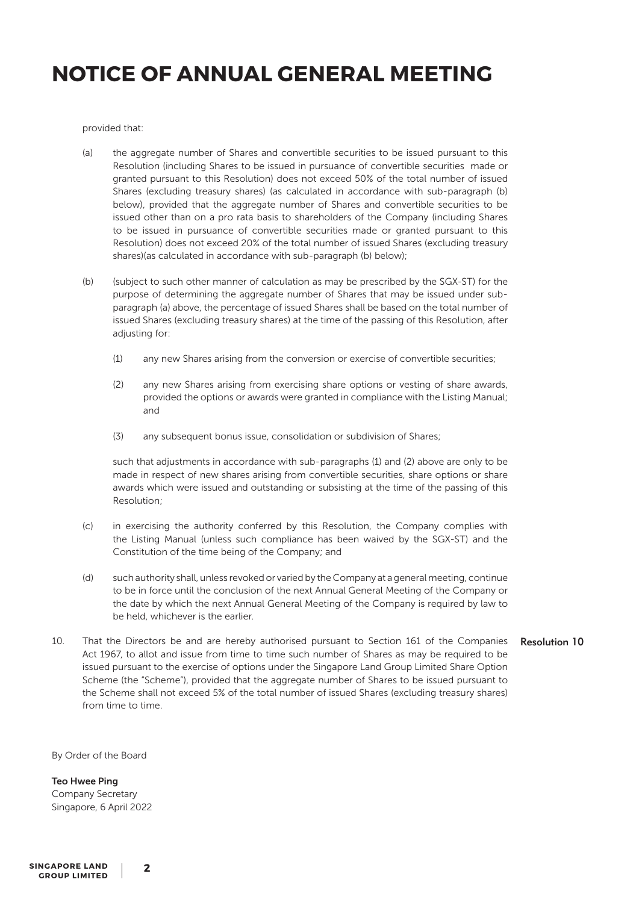# NOTICE OF ANNUAL GENERAL MEETING

provided that:

(a) the aggregate number of Shares and convertible securities to be issued pursuant to this Resolution (including Shares to be issued in pursuance of convertible securities made or granted pursuant to this Resolution) does not exceed 50% of the total number of issued Shares (excluding treasury shares) (as calculated in accordance with sub-paragraph (b) below), provided that the aggregate number of Shares and convertible securities to be issued other than on a pro rata basis to shareholders of the Company (including Shares to be issued in pursuance of convertible securities made or granted pursuant to this Resolution) does not exceed 20% of the total number of issued Shares (excluding treasury shares)(as calculated in accordance with sub-paragraph (b) below);

(b) (subject to such other manner of calculation as may be prescribed by the SGX-ST) for the purpose of determining the aggregate number of Shares that may be issued under sub-paragraph (a) above, the percentage of issued Shares shall be based on the total number of issued Shares (excluding treasury shares) at the time of the passing of this Resolution, after adjusting for:

   (1) any new Shares arising from the conversion or exercise of convertible securities;

   (2) any new Shares arising from exercising share options or vesting of share awards, provided the options or awards were granted in compliance with the Listing Manual; and

   (3) any subsequent bonus issue, consolidation or subdivision of Shares;

   such that adjustments in accordance with sub-paragraphs (1) and (2) above are only to be made in respect of new shares arising from convertible securities, share options or share awards which were issued and outstanding or subsisting at the time of the passing of this Resolution;

(c) in exercising the authority conferred by this Resolution, the Company complies with the Listing Manual (unless such compliance has been waived by the SGX-ST) and the Constitution of the time being of the Company; and

(d) such authority shall, unless revoked or varied by the Company at a general meeting, continue to be in force until the conclusion of the next Annual General Meeting of the Company or the date by which the next Annual General Meeting of the Company is required by law to be held, whichever is the earlier.

10. That the Directors be and are hereby authorised pursuant to Section 161 of the Companies Act 1967, to allot and issue from time to time such number of Shares as may be required to be issued pursuant to the exercise of options under the Singapore Land Group Limited Share Option Scheme (the "Scheme"), provided that the aggregate number of Shares to be issued pursuant to the Scheme shall not exceed 5% of the total number of issued Shares (excluding treasury shares) from time to time. **Resolution 10**

By Order of the Board

**Teo Hwee Ping**
Company Secretary
Singapore, 6 April 2022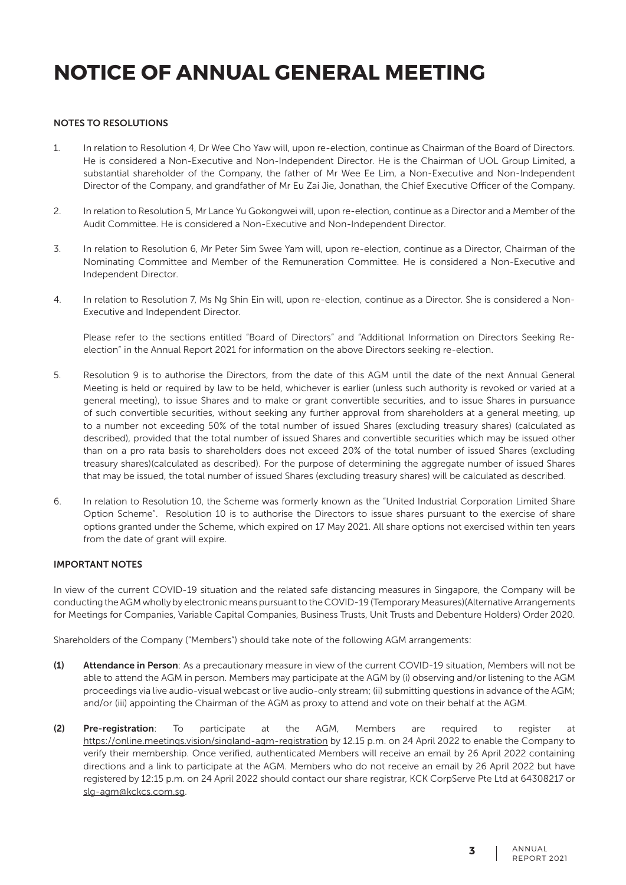# NOTICE OF ANNUAL GENERAL MEETING

## NOTES TO RESOLUTIONS

1. In relation to Resolution 4, Dr Wee Cho Yaw will, upon re-election, continue as Chairman of the Board of Directors. He is considered a Non-Executive and Non-Independent Director. He is the Chairman of UOL Group Limited, a substantial shareholder of the Company, the father of Mr Wee Ee Lim, a Non-Executive and Non-Independent Director of the Company, and grandfather of Mr Eu Zai Jie, Jonathan, the Chief Executive Officer of the Company.

2. In relation to Resolution 5, Mr Lance Yu Gokongwei will, upon re-election, continue as a Director and a Member of the Audit Committee. He is considered a Non-Executive and Non-Independent Director.

3. In relation to Resolution 6, Mr Peter Sim Swee Yam will, upon re-election, continue as a Director, Chairman of the Nominating Committee and Member of the Remuneration Committee. He is considered a Non-Executive and Independent Director.

4. In relation to Resolution 7, Ms Ng Shin Ein will, upon re-election, continue as a Director. She is considered a Non-Executive and Independent Director.

   Please refer to the sections entitled "Board of Directors" and "Additional Information on Directors Seeking Re-election" in the Annual Report 2021 for information on the above Directors seeking re-election.

5. Resolution 9 is to authorise the Directors, from the date of this AGM until the date of the next Annual General Meeting is held or required by law to be held, whichever is earlier (unless such authority is revoked or varied at a general meeting), to issue Shares and to make or grant convertible securities, and to issue Shares in pursuance of such convertible securities, without seeking any further approval from shareholders at a general meeting, up to a number not exceeding 50% of the total number of issued Shares (excluding treasury shares) (calculated as described), provided that the total number of issued Shares and convertible securities which may be issued other than on a pro rata basis to shareholders does not exceed 20% of the total number of issued Shares (excluding treasury shares)(calculated as described). For the purpose of determining the aggregate number of issued Shares that may be issued, the total number of issued Shares (excluding treasury shares) will be calculated as described.

6. In relation to Resolution 10, the Scheme was formerly known as the "United Industrial Corporation Limited Share Option Scheme". Resolution 10 is to authorise the Directors to issue shares pursuant to the exercise of share options granted under the Scheme, which expired on 17 May 2021. All share options not exercised within ten years from the date of grant will expire.

## IMPORTANT NOTES

In view of the current COVID-19 situation and the related safe distancing measures in Singapore, the Company will be conducting the AGM wholly by electronic means pursuant to the COVID-19 (Temporary Measures)(Alternative Arrangements for Meetings for Companies, Variable Capital Companies, Business Trusts, Unit Trusts and Debenture Holders) Order 2020.

Shareholders of the Company ("Members") should take note of the following AGM arrangements:

**(1) Attendance in Person**: As a precautionary measure in view of the current COVID-19 situation, Members will not be able to attend the AGM in person. Members may participate at the AGM by (i) observing and/or listening to the AGM proceedings via live audio-visual webcast or live audio-only stream; (ii) submitting questions in advance of the AGM; and/or (iii) appointing the Chairman of the AGM as proxy to attend and vote on their behalf at the AGM.

**(2) Pre-registration**: To participate at the AGM, Members are required to register at https://online.meetings.vision/singland-agm-registration by 12.15 p.m. on 24 April 2022 to enable the Company to verify their membership. Once verified, authenticated Members will receive an email by 26 April 2022 containing directions and a link to participate at the AGM. Members who do not receive an email by 26 April 2022 but have registered by 12:15 p.m. on 24 April 2022 should contact our share registrar, KCK CorpServe Pte Ltd at 64308217 or slg-agm@kckcs.com.sg.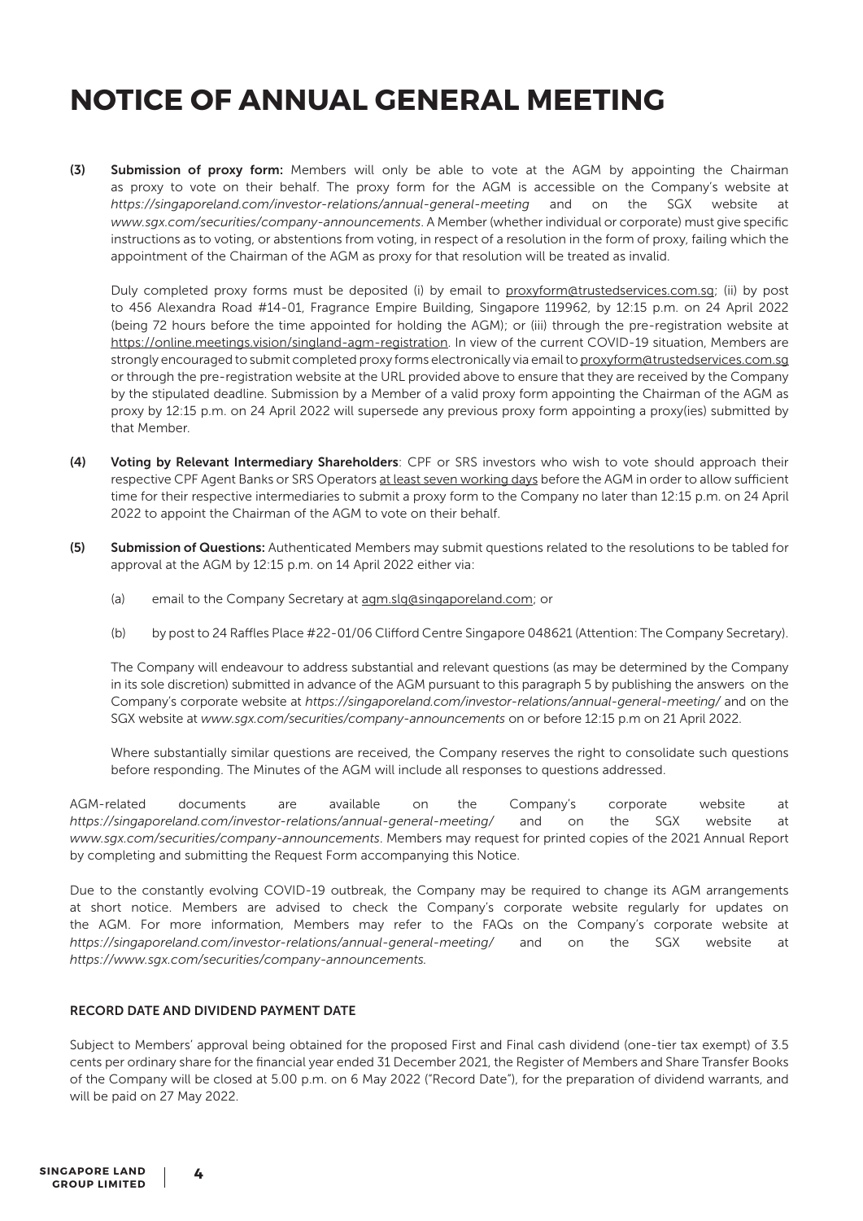# NOTICE OF ANNUAL GENERAL MEETING

**(3) Submission of proxy form:** Members will only be able to vote at the AGM by appointing the Chairman as proxy to vote on their behalf. The proxy form for the AGM is accessible on the Company's website at *https://singaporeland.com/investor-relations/annual-general-meeting* and on the SGX website at *www.sgx.com/securities/company-announcements*. A Member (whether individual or corporate) must give specific instructions as to voting, or abstentions from voting, in respect of a resolution in the form of proxy, failing which the appointment of the Chairman of the AGM as proxy for that resolution will be treated as invalid.

Duly completed proxy forms must be deposited (i) by email to proxyform@trustedservices.com.sg; (ii) by post to 456 Alexandra Road #14-01, Fragrance Empire Building, Singapore 119962, by 12:15 p.m. on 24 April 2022 (being 72 hours before the time appointed for holding the AGM); or (iii) through the pre-registration website at https://online.meetings.vision/singland-agm-registration. In view of the current COVID-19 situation, Members are strongly encouraged to submit completed proxy forms electronically via email to proxyform@trustedservices.com.sg or through the pre-registration website at the URL provided above to ensure that they are received by the Company by the stipulated deadline. Submission by a Member of a valid proxy form appointing the Chairman of the AGM as proxy by 12:15 p.m. on 24 April 2022 will supersede any previous proxy form appointing a proxy(ies) submitted by that Member.

**(4) Voting by Relevant Intermediary Shareholders**: CPF or SRS investors who wish to vote should approach their respective CPF Agent Banks or SRS Operators at least seven working days before the AGM in order to allow sufficient time for their respective intermediaries to submit a proxy form to the Company no later than 12:15 p.m. on 24 April 2022 to appoint the Chairman of the AGM to vote on their behalf.

**(5) Submission of Questions:** Authenticated Members may submit questions related to the resolutions to be tabled for approval at the AGM by 12:15 p.m. on 14 April 2022 either via:

(a) email to the Company Secretary at agm.slg@singaporeland.com; or

(b) by post to 24 Raffles Place #22-01/06 Clifford Centre Singapore 048621 (Attention: The Company Secretary).

The Company will endeavour to address substantial and relevant questions (as may be determined by the Company in its sole discretion) submitted in advance of the AGM pursuant to this paragraph 5 by publishing the answers on the Company's corporate website at *https://singaporeland.com/investor-relations/annual-general-meeting/* and on the SGX website at *www.sgx.com/securities/company-announcements* on or before 12:15 p.m on 21 April 2022.

Where substantially similar questions are received, the Company reserves the right to consolidate such questions before responding. The Minutes of the AGM will include all responses to questions addressed.

AGM-related documents are available on the Company's corporate website at *https://singaporeland.com/investor-relations/annual-general-meeting/* and on the SGX website at *www.sgx.com/securities/company-announcements*. Members may request for printed copies of the 2021 Annual Report by completing and submitting the Request Form accompanying this Notice.

Due to the constantly evolving COVID-19 outbreak, the Company may be required to change its AGM arrangements at short notice. Members are advised to check the Company's corporate website regularly for updates on the AGM. For more information, Members may refer to the FAQs on the Company's corporate website at *https://singaporeland.com/investor-relations/annual-general-meeting/* and on the SGX website at *https://www.sgx.com/securities/company-announcements.*

## RECORD DATE AND DIVIDEND PAYMENT DATE

Subject to Members' approval being obtained for the proposed First and Final cash dividend (one-tier tax exempt) of 3.5 cents per ordinary share for the financial year ended 31 December 2021, the Register of Members and Share Transfer Books of the Company will be closed at 5.00 p.m. on 6 May 2022 ("Record Date"), for the preparation of dividend warrants, and will be paid on 27 May 2022.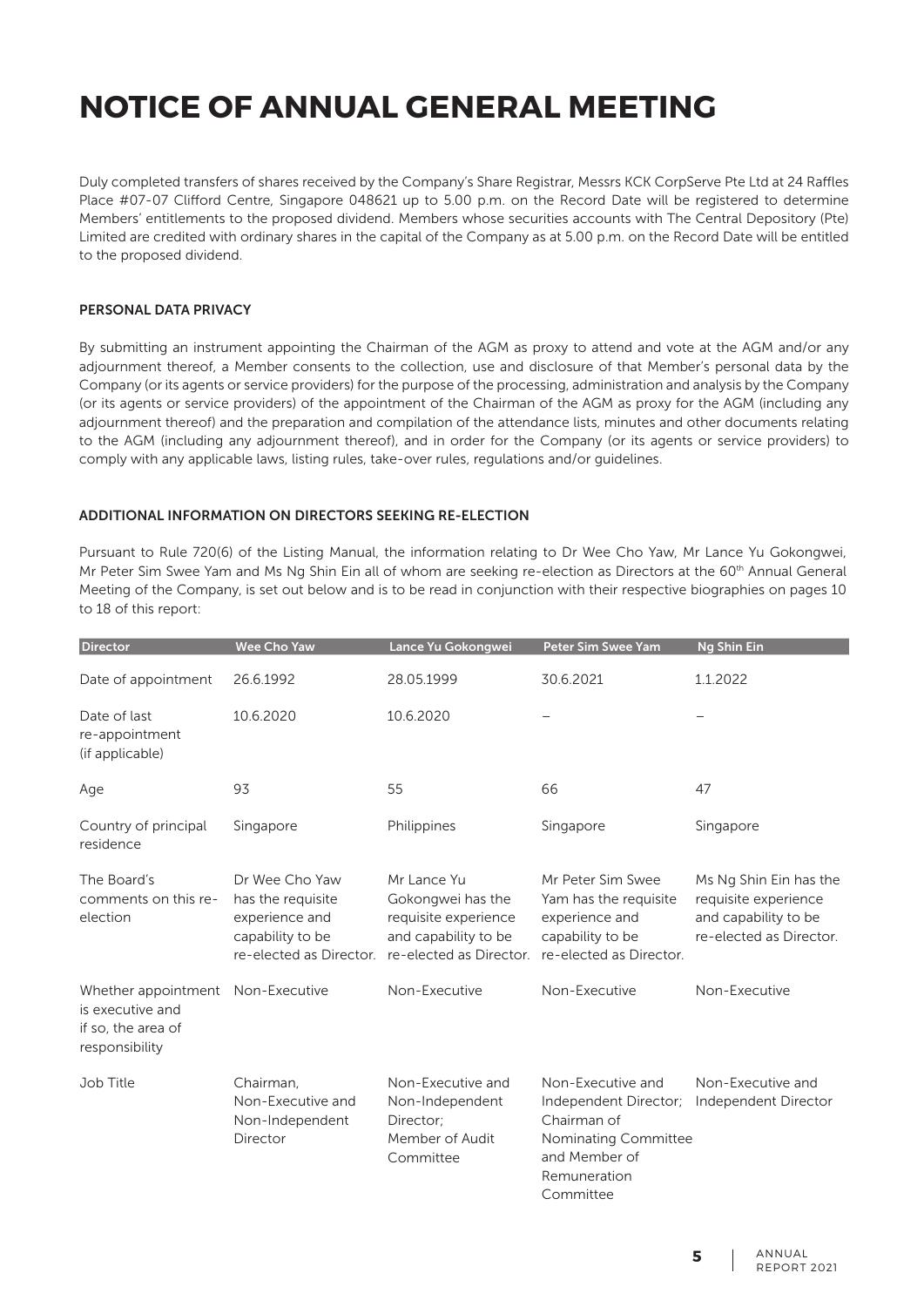# NOTICE OF ANNUAL GENERAL MEETING

Duly completed transfers of shares received by the Company's Share Registrar, Messrs KCK CorpServe Pte Ltd at 24 Raffles Place #07-07 Clifford Centre, Singapore 048621 up to 5.00 p.m. on the Record Date will be registered to determine Members' entitlements to the proposed dividend. Members whose securities accounts with The Central Depository (Pte) Limited are credited with ordinary shares in the capital of the Company as at 5.00 p.m. on the Record Date will be entitled to the proposed dividend.

**PERSONAL DATA PRIVACY**

By submitting an instrument appointing the Chairman of the AGM as proxy to attend and vote at the AGM and/or any adjournment thereof, a Member consents to the collection, use and disclosure of that Member's personal data by the Company (or its agents or service providers) for the purpose of the processing, administration and analysis by the Company (or its agents or service providers) of the appointment of the Chairman of the AGM as proxy for the AGM (including any adjournment thereof) and the preparation and compilation of the attendance lists, minutes and other documents relating to the AGM (including any adjournment thereof), and in order for the Company (or its agents or service providers) to comply with any applicable laws, listing rules, take-over rules, regulations and/or guidelines.

**ADDITIONAL INFORMATION ON DIRECTORS SEEKING RE-ELECTION**

Pursuant to Rule 720(6) of the Listing Manual, the information relating to Dr Wee Cho Yaw, Mr Lance Yu Gokongwei, Mr Peter Sim Swee Yam and Ms Ng Shin Ein all of whom are seeking re-election as Directors at the 60th Annual General Meeting of the Company, is set out below and is to be read in conjunction with their respective biographies on pages 10 to 18 of this report:

| Director | Wee Cho Yaw | Lance Yu Gokongwei | Peter Sim Swee Yam | Ng Shin Ein |
|---|---|---|---|---|
| Date of appointment | 26.6.1992 | 28.05.1999 | 30.6.2021 | 1.1.2022 |
| Date of last re-appointment (if applicable) | 10.6.2020 | 10.6.2020 | – | – |
| Age | 93 | 55 | 66 | 47 |
| Country of principal residence | Singapore | Philippines | Singapore | Singapore |
| The Board's comments on this re-election | Dr Wee Cho Yaw has the requisite experience and capability to be re-elected as Director. | Mr Lance Yu Gokongwei has the requisite experience and capability to be re-elected as Director. | Mr Peter Sim Swee Yam has the requisite experience and capability to be re-elected as Director. | Ms Ng Shin Ein has the requisite experience and capability to be re-elected as Director. |
| Whether appointment is executive and if so, the area of responsibility | Non-Executive | Non-Executive | Non-Executive | Non-Executive |
| Job Title | Chairman, Non-Executive and Non-Independent Director | Non-Executive and Non-Independent Director; Member of Audit Committee | Non-Executive and Independent Director; Chairman of Nominating Committee and Member of Remuneration Committee | Non-Executive and Independent Director |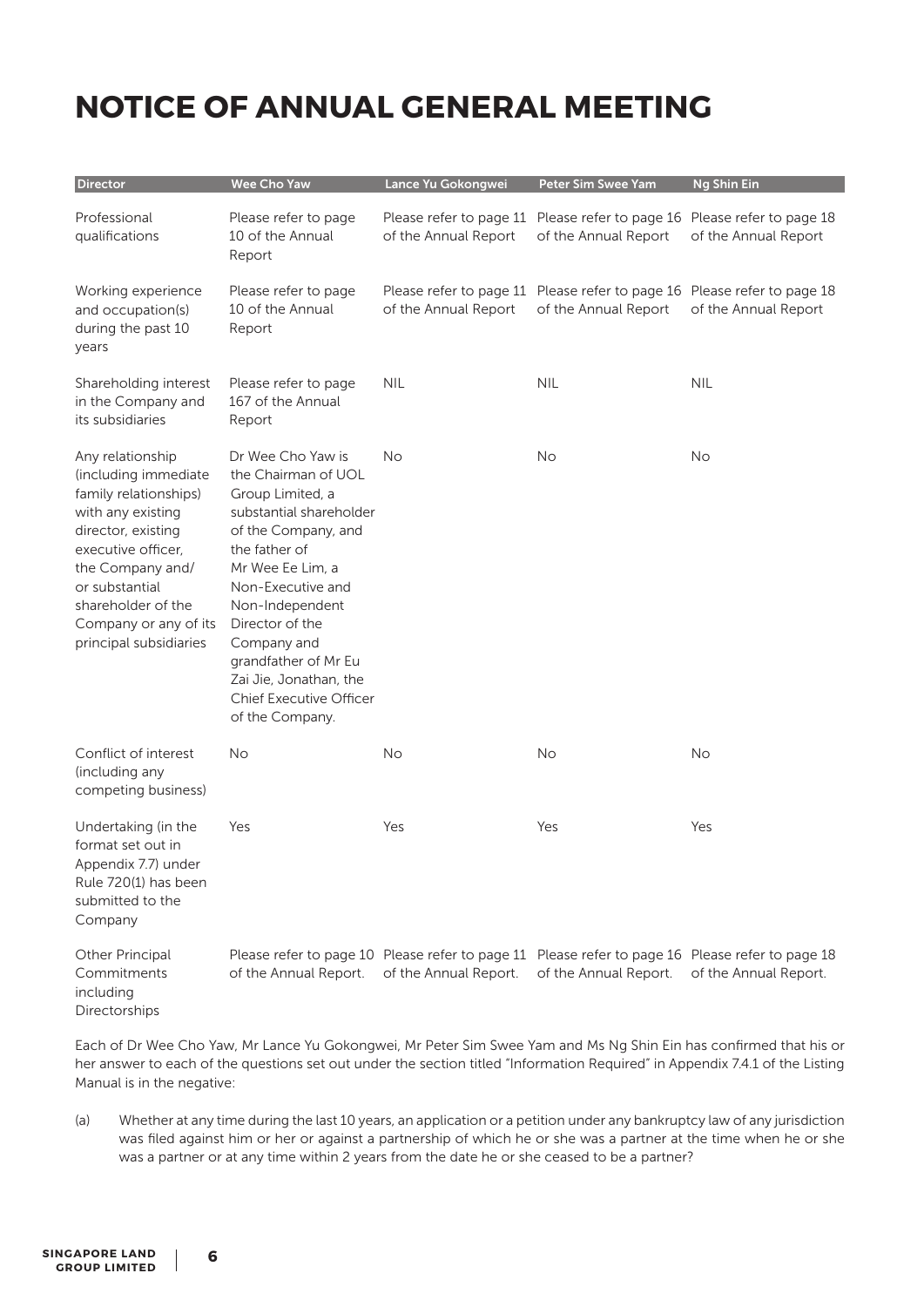# NOTICE OF ANNUAL GENERAL MEETING

| Director | Wee Cho Yaw | Lance Yu Gokongwei | Peter Sim Swee Yam | Ng Shin Ein |
|---|---|---|---|---|
| Professional qualifications | Please refer to page 10 of the Annual Report | Please refer to page 11 of the Annual Report | Please refer to page 16 of the Annual Report | Please refer to page 18 of the Annual Report |
| Working experience and occupation(s) during the past 10 years | Please refer to page 10 of the Annual Report | Please refer to page 11 of the Annual Report | Please refer to page 16 of the Annual Report | Please refer to page 18 of the Annual Report |
| Shareholding interest in the Company and its subsidiaries | Please refer to page 167 of the Annual Report | NIL | NIL | NIL |
| Any relationship (including immediate family relationships) with any existing director, existing executive officer, the Company and/ or substantial shareholder of the Company or any of its principal subsidiaries | Dr Wee Cho Yaw is the Chairman of UOL Group Limited, a substantial shareholder of the Company, and the father of Mr Wee Ee Lim, a Non-Executive and Non-Independent Director of the Company and grandfather of Mr Eu Zai Jie, Jonathan, the Chief Executive Officer of the Company. | No | No | No |
| Conflict of interest (including any competing business) | No | No | No | No |
| Undertaking (in the format set out in Appendix 7.7) under Rule 720(1) has been submitted to the Company | Yes | Yes | Yes | Yes |
| Other Principal Commitments including Directorships | Please refer to page 10 of the Annual Report. | Please refer to page 11 of the Annual Report. | Please refer to page 16 of the Annual Report. | Please refer to page 18 of the Annual Report. |

Each of Dr Wee Cho Yaw, Mr Lance Yu Gokongwei, Mr Peter Sim Swee Yam and Ms Ng Shin Ein has confirmed that his or her answer to each of the questions set out under the section titled "Information Required" in Appendix 7.4.1 of the Listing Manual is in the negative:

(a) Whether at any time during the last 10 years, an application or a petition under any bankruptcy law of any jurisdiction was filed against him or her or against a partnership of which he or she was a partner at the time when he or she was a partner or at any time within 2 years from the date he or she ceased to be a partner?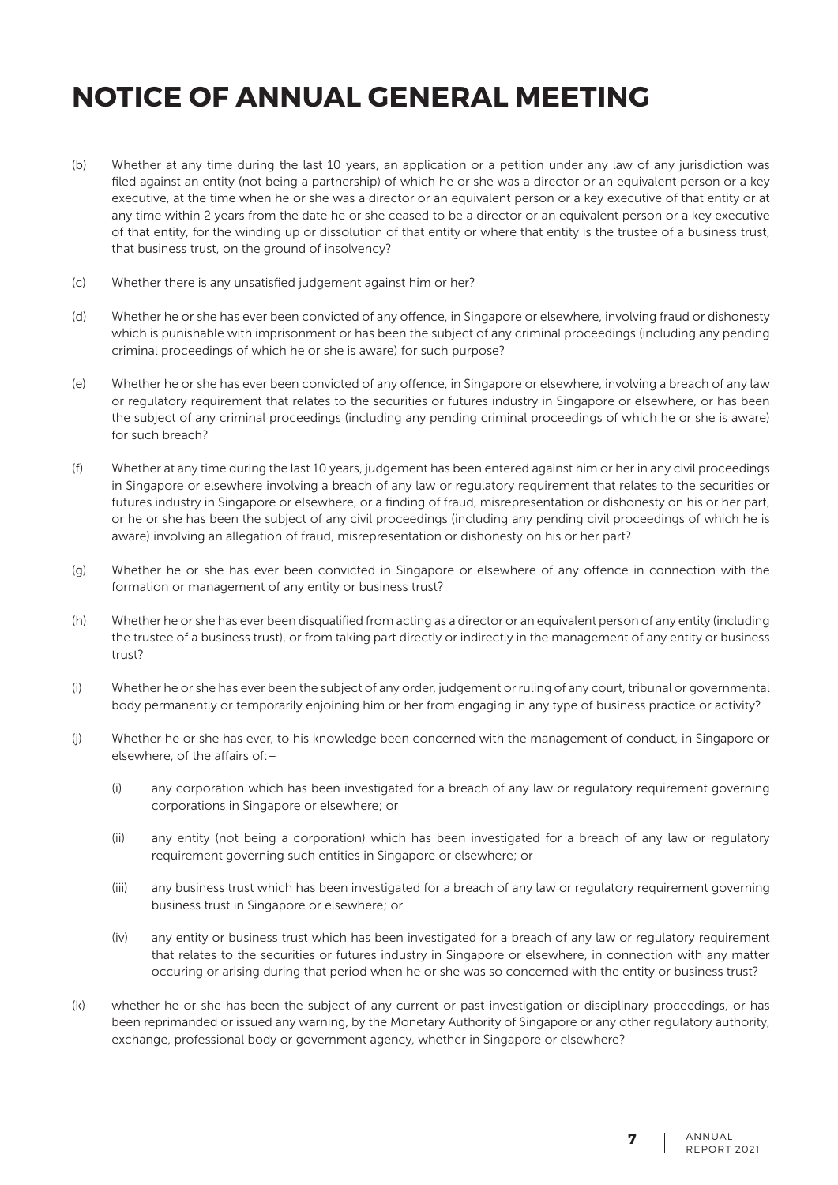# NOTICE OF ANNUAL GENERAL MEETING

(b) Whether at any time during the last 10 years, an application or a petition under any law of any jurisdiction was filed against an entity (not being a partnership) of which he or she was a director or an equivalent person or a key executive, at the time when he or she was a director or an equivalent person or a key executive of that entity or at any time within 2 years from the date he or she ceased to be a director or an equivalent person or a key executive of that entity, for the winding up or dissolution of that entity or where that entity is the trustee of a business trust, that business trust, on the ground of insolvency?

(c) Whether there is any unsatisfied judgement against him or her?

(d) Whether he or she has ever been convicted of any offence, in Singapore or elsewhere, involving fraud or dishonesty which is punishable with imprisonment or has been the subject of any criminal proceedings (including any pending criminal proceedings of which he or she is aware) for such purpose?

(e) Whether he or she has ever been convicted of any offence, in Singapore or elsewhere, involving a breach of any law or regulatory requirement that relates to the securities or futures industry in Singapore or elsewhere, or has been the subject of any criminal proceedings (including any pending criminal proceedings of which he or she is aware) for such breach?

(f) Whether at any time during the last 10 years, judgement has been entered against him or her in any civil proceedings in Singapore or elsewhere involving a breach of any law or regulatory requirement that relates to the securities or futures industry in Singapore or elsewhere, or a finding of fraud, misrepresentation or dishonesty on his or her part, or he or she has been the subject of any civil proceedings (including any pending civil proceedings of which he is aware) involving an allegation of fraud, misrepresentation or dishonesty on his or her part?

(g) Whether he or she has ever been convicted in Singapore or elsewhere of any offence in connection with the formation or management of any entity or business trust?

(h) Whether he or she has ever been disqualified from acting as a director or an equivalent person of any entity (including the trustee of a business trust), or from taking part directly or indirectly in the management of any entity or business trust?

(i) Whether he or she has ever been the subject of any order, judgement or ruling of any court, tribunal or governmental body permanently or temporarily enjoining him or her from engaging in any type of business practice or activity?

(j) Whether he or she has ever, to his knowledge been concerned with the management of conduct, in Singapore or elsewhere, of the affairs of:–

   (i) any corporation which has been investigated for a breach of any law or regulatory requirement governing corporations in Singapore or elsewhere; or

   (ii) any entity (not being a corporation) which has been investigated for a breach of any law or regulatory requirement governing such entities in Singapore or elsewhere; or

   (iii) any business trust which has been investigated for a breach of any law or regulatory requirement governing business trust in Singapore or elsewhere; or

   (iv) any entity or business trust which has been investigated for a breach of any law or regulatory requirement that relates to the securities or futures industry in Singapore or elsewhere, in connection with any matter occuring or arising during that period when he or she was so concerned with the entity or business trust?

(k) whether he or she has been the subject of any current or past investigation or disciplinary proceedings, or has been reprimanded or issued any warning, by the Monetary Authority of Singapore or any other regulatory authority, exchange, professional body or government agency, whether in Singapore or elsewhere?